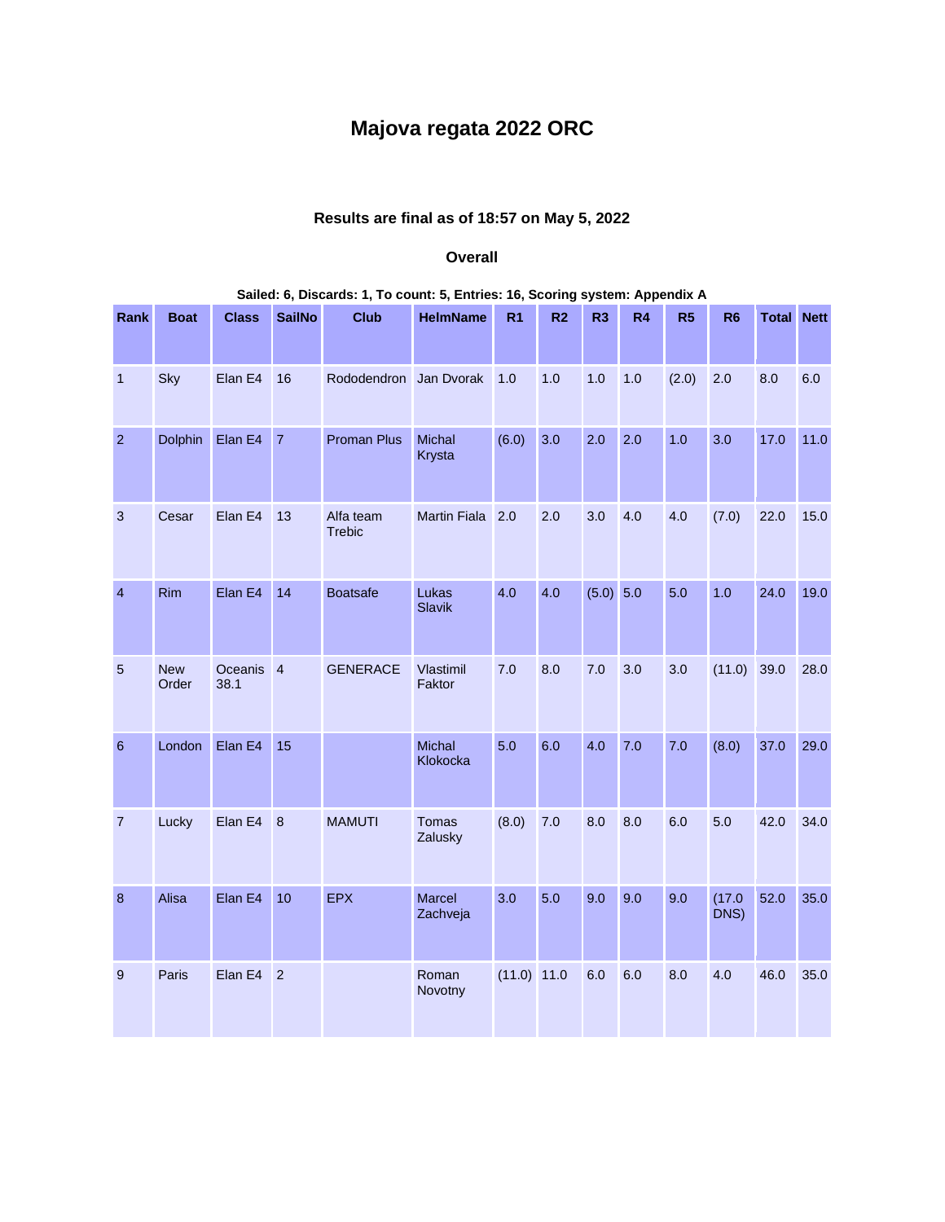# Majova regata 2022 ORC

### Results are final as of 18:57 on May 5, 2022

### Overall

**Sailed: 6, Discards: 1, To count: 5, Entries: 16, Scoring system: Appendix A**

| Rank | Boat | Class | SailNo | Club | HelmName | R1 | R2 | R3 | R4 | R5 | R6 | Total | Nett |
|---|---|---|---|---|---|---|---|---|---|---|---|---|---|
| 1 | Sky | Elan E4 | 16 | Rododendron | Jan Dvorak | 1.0 | 1.0 | 1.0 | 1.0 | (2.0) | 2.0 | 8.0 | 6.0 |
| 2 | Dolphin | Elan E4 | 7 | Proman Plus | Michal Krysta | (6.0) | 3.0 | 2.0 | 2.0 | 1.0 | 3.0 | 17.0 | 11.0 |
| 3 | Cesar | Elan E4 | 13 | Alfa team Trebic | Martin Fiala | 2.0 | 2.0 | 3.0 | 4.0 | 4.0 | (7.0) | 22.0 | 15.0 |
| 4 | Rim | Elan E4 | 14 | Boatsafe | Lukas Slavik | 4.0 | 4.0 | (5.0) | 5.0 | 5.0 | 1.0 | 24.0 | 19.0 |
| 5 | New Order | Oceanis 38.1 | 4 | GENERACE | Vlastimil Faktor | 7.0 | 8.0 | 7.0 | 3.0 | 3.0 | (11.0) | 39.0 | 28.0 |
| 6 | London | Elan E4 | 15 | | Michal Klokocka | 5.0 | 6.0 | 4.0 | 7.0 | 7.0 | (8.0) | 37.0 | 29.0 |
| 7 | Lucky | Elan E4 | 8 | MAMUTI | Tomas Zalusky | (8.0) | 7.0 | 8.0 | 8.0 | 6.0 | 5.0 | 42.0 | 34.0 |
| 8 | Alisa | Elan E4 | 10 | EPX | Marcel Zachveja | 3.0 | 5.0 | 9.0 | 9.0 | 9.0 | (17.0 DNS) | 52.0 | 35.0 |
| 9 | Paris | Elan E4 | 2 | | Roman Novotny | (11.0) | 11.0 | 6.0 | 6.0 | 8.0 | 4.0 | 46.0 | 35.0 |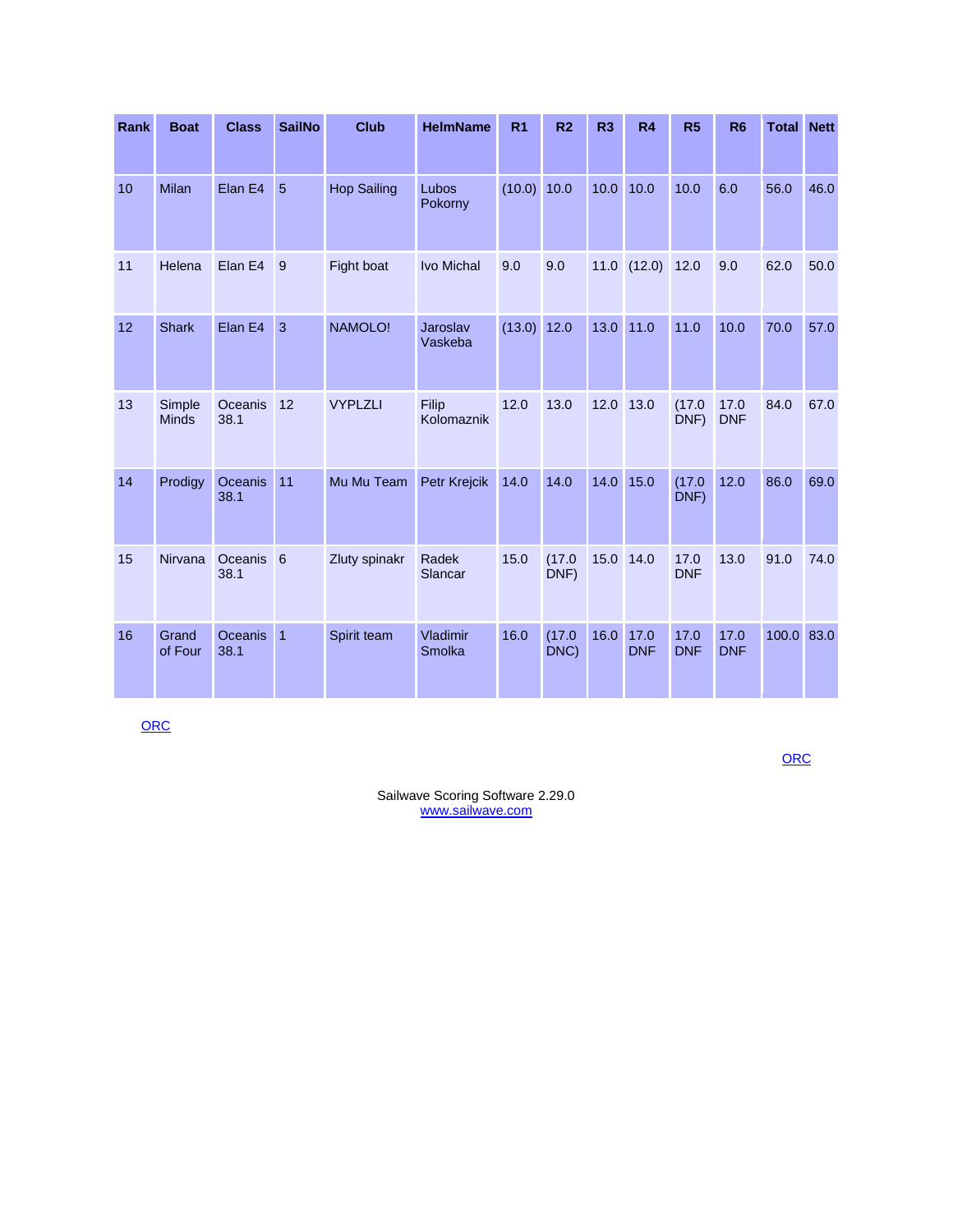| Rank | Boat | Class | SailNo | Club | HelmName | R1 | R2 | R3 | R4 | R5 | R6 | Total | Nett |
|---|---|---|---|---|---|---|---|---|---|---|---|---|---|
| 10 | Milan | Elan E4 | 5 | Hop Sailing | Lubos Pokorny | (10.0) | 10.0 | 10.0 | 10.0 | 10.0 | 6.0 | 56.0 | 46.0 |
| 11 | Helena | Elan E4 | 9 | Fight boat | Ivo Michal | 9.0 | 9.0 | 11.0 | (12.0) | 12.0 | 9.0 | 62.0 | 50.0 |
| 12 | Shark | Elan E4 | 3 | NAMOLO! | Jaroslav Vaskeba | (13.0) | 12.0 | 13.0 | 11.0 | 11.0 | 10.0 | 70.0 | 57.0 |
| 13 | Simple Minds | Oceanis 38.1 | 12 | VYPLZLI | Filip Kolomaznik | 12.0 | 13.0 | 12.0 | 13.0 | (17.0 DNF) | 17.0 DNF | 84.0 | 67.0 |
| 14 | Prodigy | Oceanis 38.1 | 11 | Mu Mu Team | Petr Krejcik | 14.0 | 14.0 | 14.0 | 15.0 | (17.0 DNF) | 12.0 | 86.0 | 69.0 |
| 15 | Nirvana | Oceanis 38.1 | 6 | Zluty spinakr | Radek Slancar | 15.0 | (17.0 DNF) | 15.0 | 14.0 | 17.0 DNF | 13.0 | 91.0 | 74.0 |
| 16 | Grand of Four | Oceanis 38.1 | 1 | Spirit team | Vladimir Smolka | 16.0 | (17.0 DNC) | 16.0 | 17.0 DNF | 17.0 DNF | 17.0 DNF | 100.0 | 83.0 |

ORC

ORC

Sailwave Scoring Software 2.29.0
www.sailwave.com